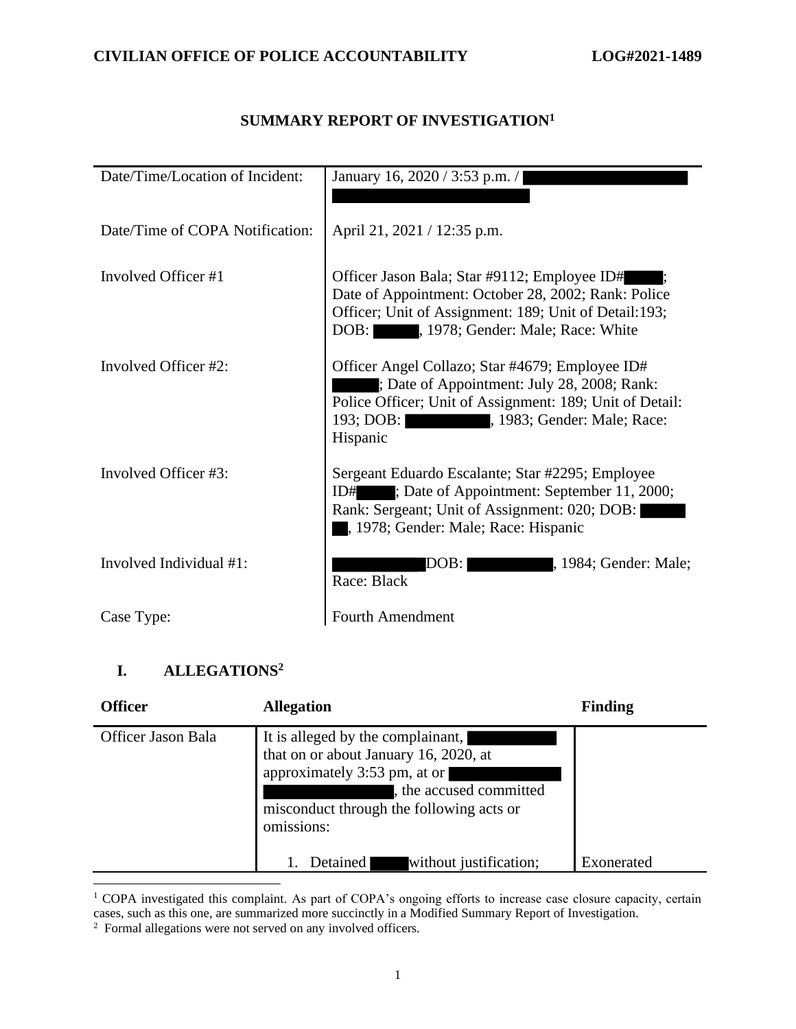## SUMMARY REPORT OF INVESTIGATION[1]

| | |
|---|---|
| Date/Time/Location of Incident: | January 16, 2020 / 3:53 p.m. / ████████ |
| Date/Time of COPA Notification: | April 21, 2021 / 12:35 p.m. |
| Involved Officer #1 | Officer Jason Bala; Star #9112; Employee ID#████; Date of Appointment: October 28, 2002; Rank: Police Officer; Unit of Assignment: 189; Unit of Detail:193; DOB: ████, 1978; Gender: Male; Race: White |
| Involved Officer #2: | Officer Angel Collazo; Star #4679; Employee ID# ████; Date of Appointment: July 28, 2008; Rank: Police Officer; Unit of Assignment: 189; Unit of Detail: 193; DOB: ████, 1983; Gender: Male; Race: Hispanic |
| Involved Officer #3: | Sergeant Eduardo Escalante; Star #2295; Employee ID#████; Date of Appointment: September 11, 2000; Rank: Sergeant; Unit of Assignment: 020; DOB: ████, 1978; Gender: Male; Race: Hispanic |
| Involved Individual #1: | ████ DOB: ████, 1984; Gender: Male; Race: Black |
| Case Type: | Fourth Amendment |

## I. ALLEGATIONS[2]

| Officer | Allegation | Finding |
|---|---|---|
| Officer Jason Bala | It is alleged by the complainant, ████ that on or about January 16, 2020, at approximately 3:53 pm, at or ████, the accused committed misconduct through the following acts or omissions:<br><br>1. Detained ████ without justification; | <br><br><br><br><br>Exonerated |

[1] COPA investigated this complaint. As part of COPA's ongoing efforts to increase case closure capacity, certain cases, such as this one, are summarized more succinctly in a Modified Summary Report of Investigation.

[2] Formal allegations were not served on any involved officers.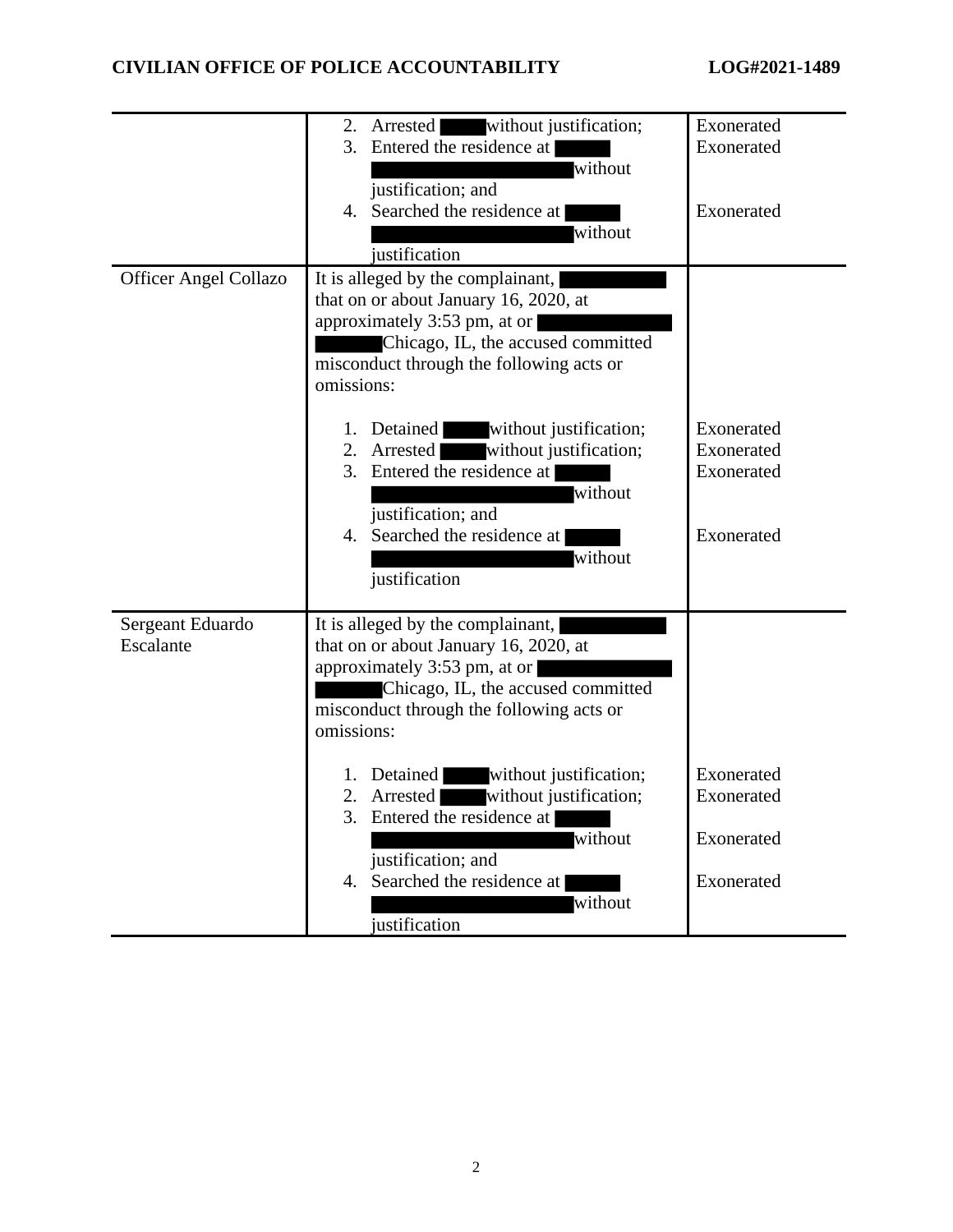| | | |
|---|---|---|
| | 2. Arrested ██████ without justification;<br>3. Entered the residence at ██████ ██████████████████ without justification; and<br>4. Searched the residence at ██████ ██████████████████ without justification | Exonerated<br>Exonerated<br><br>Exonerated |
| Officer Angel Collazo | It is alleged by the complainant, ██████████ that on or about January 16, 2020, at approximately 3:53 pm, at or ██████████ ██████ Chicago, IL, the accused committed misconduct through the following acts or omissions:<br><br>1. Detained ██████ without justification;<br>2. Arrested ██████ without justification;<br>3. Entered the residence at ██████ ██████████████████ without justification; and<br>4. Searched the residence at ██████ ██████████████████ without justification | <br><br><br><br><br>Exonerated<br>Exonerated<br>Exonerated<br><br>Exonerated |
| Sergeant Eduardo Escalante | It is alleged by the complainant, ██████████ that on or about January 16, 2020, at approximately 3:53 pm, at or ██████████ ██████ Chicago, IL, the accused committed misconduct through the following acts or omissions:<br><br>1. Detained ██████ without justification;<br>2. Arrested ██████ without justification;<br>3. Entered the residence at ██████ ██████████████████ without justification; and<br>4. Searched the residence at ██████ ██████████████████ without justification | <br><br><br><br><br>Exonerated<br>Exonerated<br><br>Exonerated<br><br>Exonerated |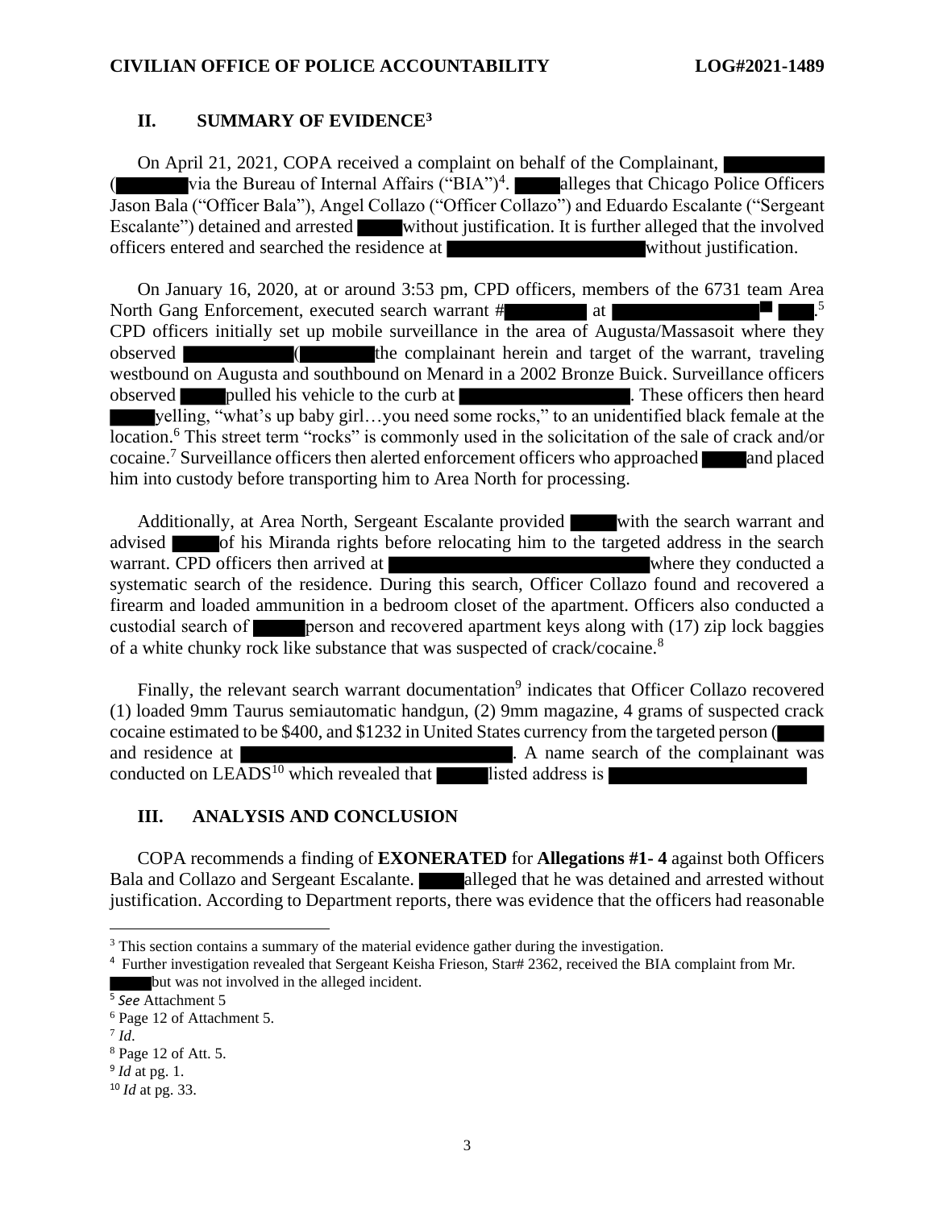## II. SUMMARY OF EVIDENCE[3]

On April 21, 2021, COPA received a complaint on behalf of the Complainant, ( via the Bureau of Internal Affairs ("BIA")[4]. alleges that Chicago Police Officers Jason Bala ("Officer Bala"), Angel Collazo ("Officer Collazo") and Eduardo Escalante ("Sergeant Escalante") detained and arrested without justification. It is further alleged that the involved officers entered and searched the residence at without justification.

On January 16, 2020, at or around 3:53 pm, CPD officers, members of the 6731 team Area North Gang Enforcement, executed search warrant # at .[5] CPD officers initially set up mobile surveillance in the area of Augusta/Massasoit where they observed ( the complainant herein and target of the warrant, traveling westbound on Augusta and southbound on Menard in a 2002 Bronze Buick. Surveillance officers observed pulled his vehicle to the curb at . These officers then heard yelling, "what's up baby girl…you need some rocks," to an unidentified black female at the location.[6] This street term "rocks" is commonly used in the solicitation of the sale of crack and/or cocaine.[7] Surveillance officers then alerted enforcement officers who approached and placed him into custody before transporting him to Area North for processing.

Additionally, at Area North, Sergeant Escalante provided with the search warrant and advised of his Miranda rights before relocating him to the targeted address in the search warrant. CPD officers then arrived at where they conducted a systematic search of the residence. During this search, Officer Collazo found and recovered a firearm and loaded ammunition in a bedroom closet of the apartment. Officers also conducted a custodial search of person and recovered apartment keys along with (17) zip lock baggies of a white chunky rock like substance that was suspected of crack/cocaine.[8]

Finally, the relevant search warrant documentation[9] indicates that Officer Collazo recovered (1) loaded 9mm Taurus semiautomatic handgun, (2) 9mm magazine, 4 grams of suspected crack cocaine estimated to be $400, and $1232 in United States currency from the targeted person ( and residence at . A name search of the complainant was conducted on LEADS[10] which revealed that listed address is

## III. ANALYSIS AND CONCLUSION

COPA recommends a finding of **EXONERATED** for **Allegations #1- 4** against both Officers Bala and Collazo and Sergeant Escalante. alleged that he was detained and arrested without justification. According to Department reports, there was evidence that the officers had reasonable

---

[3] This section contains a summary of the material evidence gather during the investigation.

[4] Further investigation revealed that Sergeant Keisha Frieson, Star# 2362, received the BIA complaint from Mr. but was not involved in the alleged incident.

[5] *See* Attachment 5

[6] Page 12 of Attachment 5.

[7] *Id*.

[8] Page 12 of Att. 5.

[9] *Id* at pg. 1.

[10] *Id* at pg. 33.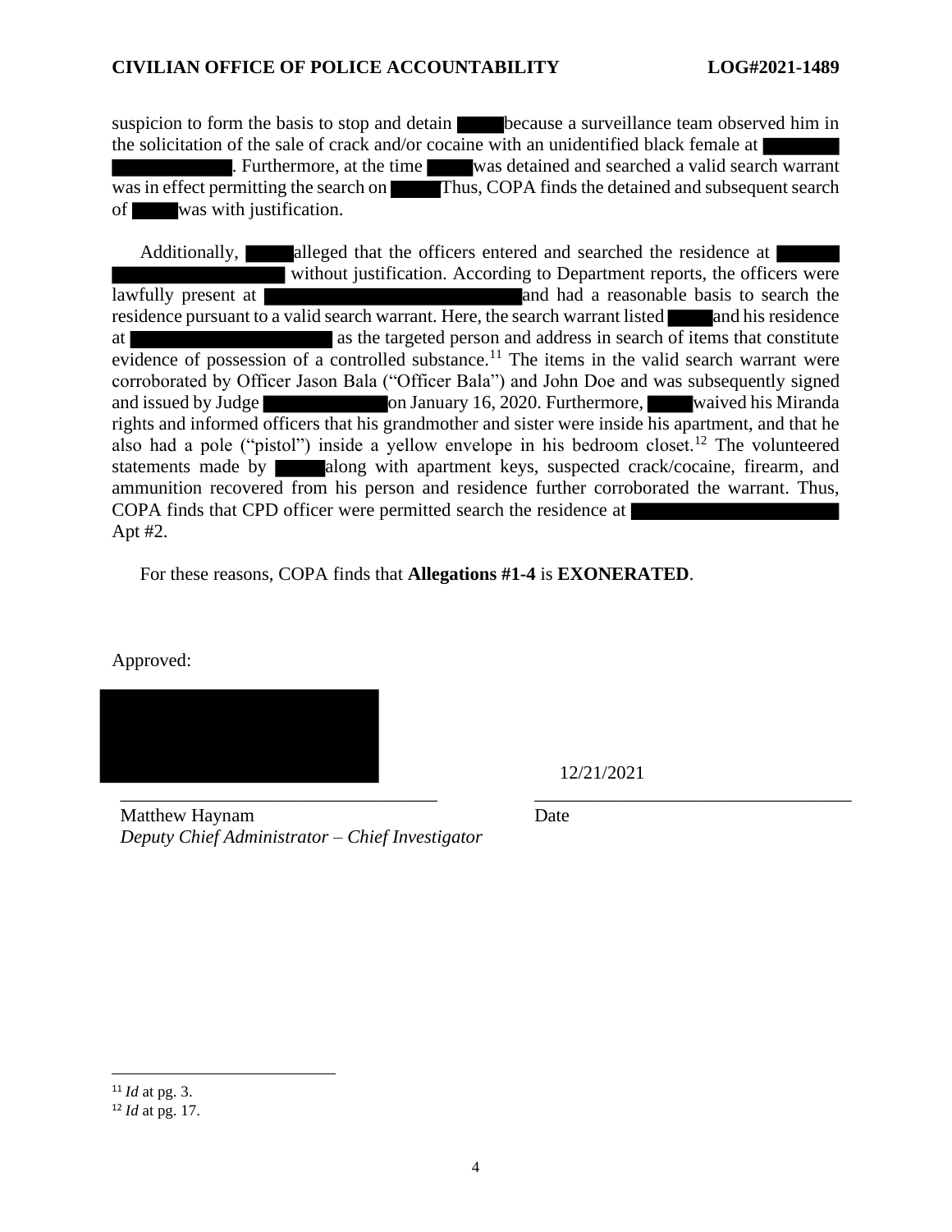suspicion to form the basis to stop and detain ███ because a surveillance team observed him in the solicitation of the sale of crack and/or cocaine with an unidentified black female at ███ ███. Furthermore, at the time ███ was detained and searched a valid search warrant was in effect permitting the search on ███ Thus, COPA finds the detained and subsequent search of ███ was with justification.

Additionally, ███ alleged that the officers entered and searched the residence at ███ ███ without justification. According to Department reports, the officers were lawfully present at ███ and had a reasonable basis to search the residence pursuant to a valid search warrant. Here, the search warrant listed ███ and his residence at ███ as the targeted person and address in search of items that constitute evidence of possession of a controlled substance.[11] The items in the valid search warrant were corroborated by Officer Jason Bala ("Officer Bala") and John Doe and was subsequently signed and issued by Judge ███ on January 16, 2020. Furthermore, ███ waived his Miranda rights and informed officers that his grandmother and sister were inside his apartment, and that he also had a pole ("pistol") inside a yellow envelope in his bedroom closet.[12] The volunteered statements made by ███ along with apartment keys, suspected crack/cocaine, firearm, and ammunition recovered from his person and residence further corroborated the warrant. Thus, COPA finds that CPD officer were permitted search the residence at ███ Apt #2.

For these reasons, COPA finds that **Allegations #1-4** is **EXONERATED**.

Approved:

███

Matthew Haynam
*Deputy Chief Administrator – Chief Investigator*

12/21/2021

Date

---

[11] *Id* at pg. 3.

[12] *Id* at pg. 17.